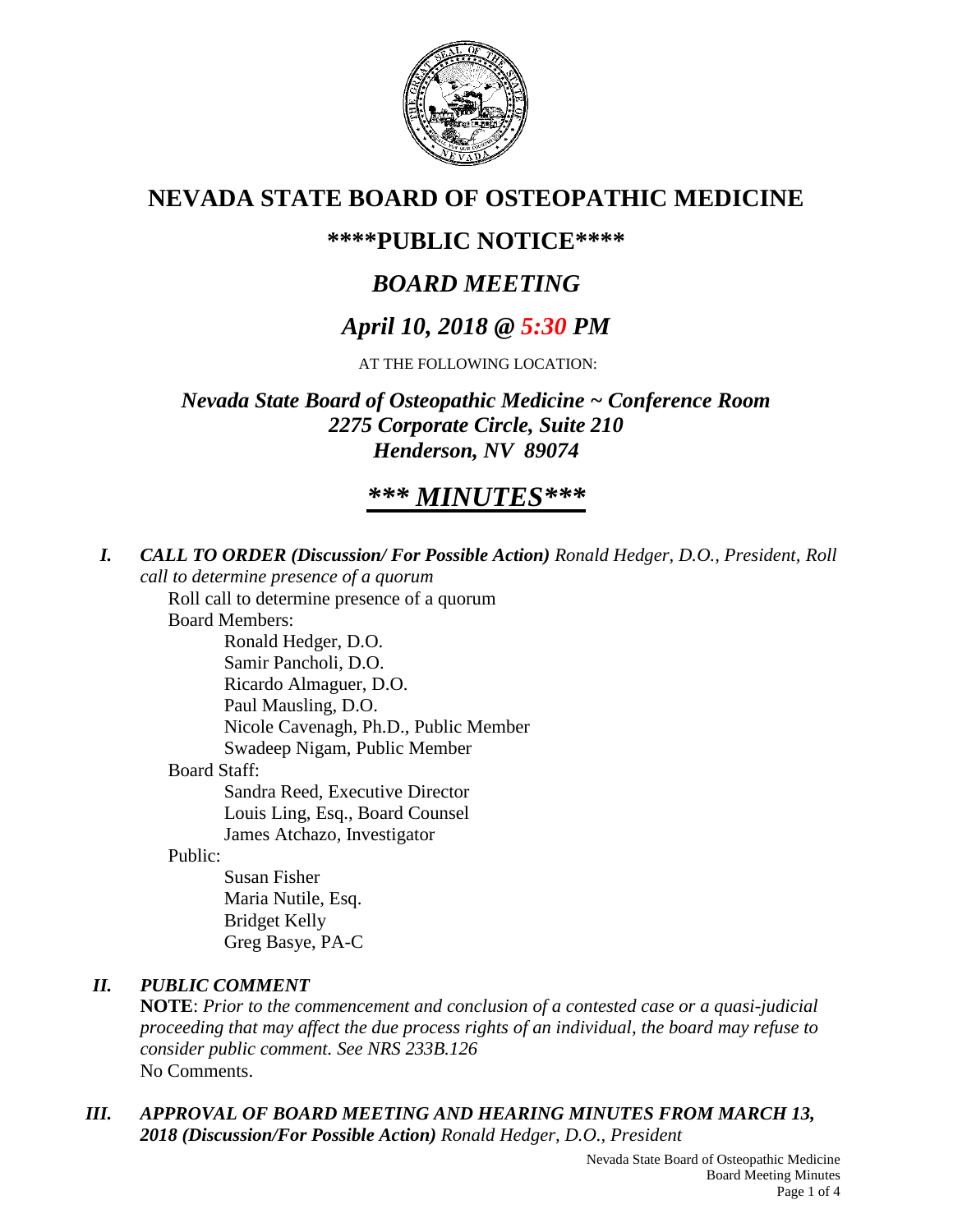# NEVADA STATE BOARD OF OSTEOPATHIC MEDICINE

## \*\*\*\*PUBLIC NOTICE\*\*\*\*

## *BOARD MEETING*

## *April 10, 2018 @ 5:30 PM*

AT THE FOLLOWING LOCATION:

***Nevada State Board of Osteopathic Medicine ~ Conference Room***
***2275 Corporate Circle, Suite 210***
***Henderson, NV 89074***

## ***\*\*\* MINUTES\*\*\****

***I. CALL TO ORDER (Discussion/ For Possible Action)*** *Ronald Hedger, D.O., President, Roll call to determine presence of a quorum*

Roll call to determine presence of a quorum

Board Members:

- Ronald Hedger, D.O.
- Samir Pancholi, D.O.
- Ricardo Almaguer, D.O.
- Paul Mausling, D.O.
- Nicole Cavenagh, Ph.D., Public Member
- Swadeep Nigam, Public Member

Board Staff:

- Sandra Reed, Executive Director
- Louis Ling, Esq., Board Counsel
- James Atchazo, Investigator

Public:

- Susan Fisher
- Maria Nutile, Esq.
- Bridget Kelly
- Greg Basye, PA-C

***II. PUBLIC COMMENT***

**NOTE**: *Prior to the commencement and conclusion of a contested case or a quasi-judicial proceeding that may affect the due process rights of an individual, the board may refuse to consider public comment. See NRS 233B.126*

No Comments.

***III. APPROVAL OF BOARD MEETING AND HEARING MINUTES FROM MARCH 13, 2018 (Discussion/For Possible Action)*** *Ronald Hedger, D.O., President*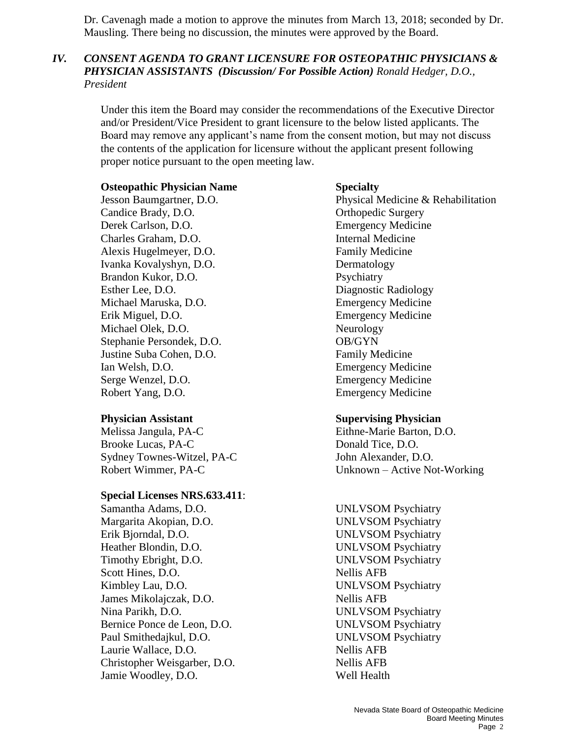Dr. Cavenagh made a motion to approve the minutes from March 13, 2018; seconded by Dr. Mausling. There being no discussion, the minutes were approved by the Board.

## *IV. CONSENT AGENDA TO GRANT LICENSURE FOR OSTEOPATHIC PHYSICIANS & PHYSICIAN ASSISTANTS (Discussion/ For Possible Action) Ronald Hedger, D.O., President*

Under this item the Board may consider the recommendations of the Executive Director and/or President/Vice President to grant licensure to the below listed applicants. The Board may remove any applicant's name from the consent motion, but may not discuss the contents of the application for licensure without the applicant present following proper notice pursuant to the open meeting law.

| **Osteopathic Physician Name** | **Specialty** |
|---|---|
| Jesson Baumgartner, D.O. | Physical Medicine & Rehabilitation |
| Candice Brady, D.O. | Orthopedic Surgery |
| Derek Carlson, D.O. | Emergency Medicine |
| Charles Graham, D.O. | Internal Medicine |
| Alexis Hugelmeyer, D.O. | Family Medicine |
| Ivanka Kovalyshyn, D.O. | Dermatology |
| Brandon Kukor, D.O. | Psychiatry |
| Esther Lee, D.O. | Diagnostic Radiology |
| Michael Maruska, D.O. | Emergency Medicine |
| Erik Miguel, D.O. | Emergency Medicine |
| Michael Olek, D.O. | Neurology |
| Stephanie Persondek, D.O. | OB/GYN |
| Justine Suba Cohen, D.O. | Family Medicine |
| Ian Welsh, D.O. | Emergency Medicine |
| Serge Wenzel, D.O. | Emergency Medicine |
| Robert Yang, D.O. | Emergency Medicine |

| **Physician Assistant** | **Supervising Physician** |
|---|---|
| Melissa Jangula, PA-C | Eithne-Marie Barton, D.O. |
| Brooke Lucas, PA-C | Donald Tice, D.O. |
| Sydney Townes-Witzel, PA-C | John Alexander, D.O. |
| Robert Wimmer, PA-C | Unknown – Active Not-Working |

**Special Licenses NRS.633.411**:

| | |
|---|---|
| Samantha Adams, D.O. | UNLVSOM Psychiatry |
| Margarita Akopian, D.O. | UNLVSOM Psychiatry |
| Erik Bjorndal, D.O. | UNLVSOM Psychiatry |
| Heather Blondin, D.O. | UNLVSOM Psychiatry |
| Timothy Ebright, D.O. | UNLVSOM Psychiatry |
| Scott Hines, D.O. | Nellis AFB |
| Kimbley Lau, D.O. | UNLVSOM Psychiatry |
| James Mikolajczak, D.O. | Nellis AFB |
| Nina Parikh, D.O. | UNLVSOM Psychiatry |
| Bernice Ponce de Leon, D.O. | UNLVSOM Psychiatry |
| Paul Smithedajkul, D.O. | UNLVSOM Psychiatry |
| Laurie Wallace, D.O. | Nellis AFB |
| Christopher Weisgarber, D.O. | Nellis AFB |
| Jamie Woodley, D.O. | Well Health |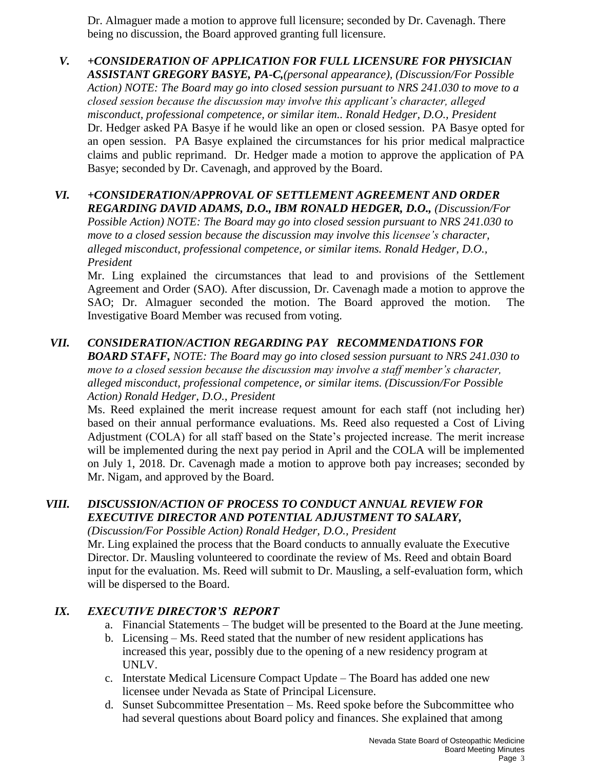Dr. Almaguer made a motion to approve full licensure; seconded by Dr. Cavenagh. There being no discussion, the Board approved granting full licensure.

**V.** ***+CONSIDERATION OF APPLICATION FOR FULL LICENSURE FOR PHYSICIAN ASSISTANT GREGORY BASYE, PA-C,****(personal appearance), (Discussion/For Possible Action) NOTE: The Board may go into closed session pursuant to NRS 241.030 to move to a closed session because the discussion may involve this applicant's character, alleged misconduct, professional competence, or similar item.. Ronald Hedger, D.O., President*

Dr. Hedger asked PA Basye if he would like an open or closed session. PA Basye opted for an open session. PA Basye explained the circumstances for his prior medical malpractice claims and public reprimand. Dr. Hedger made a motion to approve the application of PA Basye; seconded by Dr. Cavenagh, and approved by the Board.

**VI.** ***+CONSIDERATION/APPROVAL OF SETTLEMENT AGREEMENT AND ORDER REGARDING DAVID ADAMS, D.O., IBM RONALD HEDGER, D.O.,*** *(Discussion/For Possible Action) NOTE: The Board may go into closed session pursuant to NRS 241.030 to move to a closed session because the discussion may involve this licensee's character, alleged misconduct, professional competence, or similar items. Ronald Hedger, D.O., President*

Mr. Ling explained the circumstances that lead to and provisions of the Settlement Agreement and Order (SAO). After discussion, Dr. Cavenagh made a motion to approve the SAO; Dr. Almaguer seconded the motion. The Board approved the motion. The Investigative Board Member was recused from voting.

**VII.** ***CONSIDERATION/ACTION REGARDING PAY RECOMMENDATIONS FOR BOARD STAFF,*** *NOTE: The Board may go into closed session pursuant to NRS 241.030 to move to a closed session because the discussion may involve a staff member's character, alleged misconduct, professional competence, or similar items. (Discussion/For Possible Action) Ronald Hedger, D.O., President*

Ms. Reed explained the merit increase request amount for each staff (not including her) based on their annual performance evaluations. Ms. Reed also requested a Cost of Living Adjustment (COLA) for all staff based on the State's projected increase. The merit increase will be implemented during the next pay period in April and the COLA will be implemented on July 1, 2018. Dr. Cavenagh made a motion to approve both pay increases; seconded by Mr. Nigam, and approved by the Board.

**VIII.** ***DISCUSSION/ACTION OF PROCESS TO CONDUCT ANNUAL REVIEW FOR EXECUTIVE DIRECTOR AND POTENTIAL ADJUSTMENT TO SALARY,*** *(Discussion/For Possible Action) Ronald Hedger, D.O., President*

Mr. Ling explained the process that the Board conducts to annually evaluate the Executive Director. Dr. Mausling volunteered to coordinate the review of Ms. Reed and obtain Board input for the evaluation. Ms. Reed will submit to Dr. Mausling, a self-evaluation form, which will be dispersed to the Board.

**IX.** ***EXECUTIVE DIRECTOR'S REPORT***

a. Financial Statements – The budget will be presented to the Board at the June meeting.
b. Licensing – Ms. Reed stated that the number of new resident applications has increased this year, possibly due to the opening of a new residency program at UNLV.
c. Interstate Medical Licensure Compact Update – The Board has added one new licensee under Nevada as State of Principal Licensure.
d. Sunset Subcommittee Presentation – Ms. Reed spoke before the Subcommittee who had several questions about Board policy and finances. She explained that among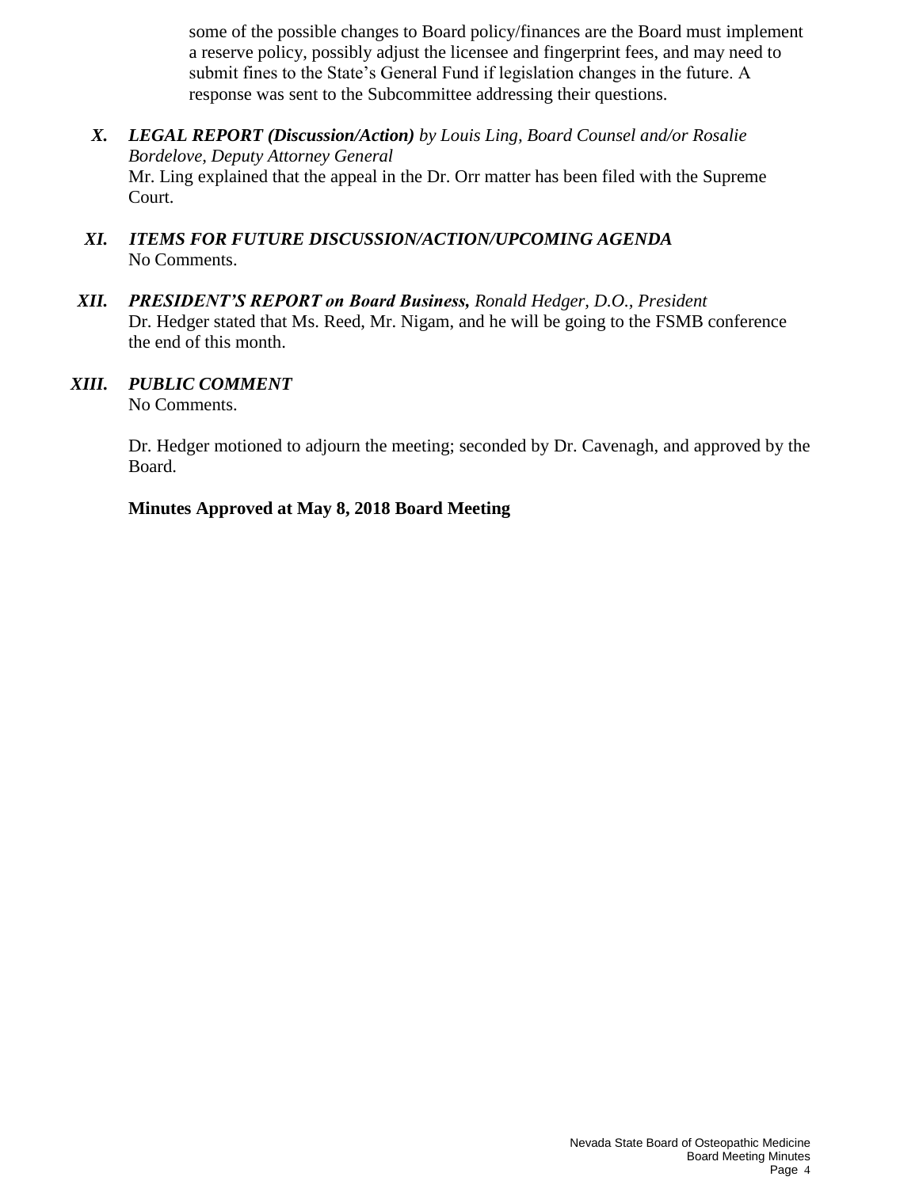some of the possible changes to Board policy/finances are the Board must implement a reserve policy, possibly adjust the licensee and fingerprint fees, and may need to submit fines to the State's General Fund if legislation changes in the future. A response was sent to the Subcommittee addressing their questions.

**X.** ***LEGAL REPORT (Discussion/Action)*** *by Louis Ling, Board Counsel and/or Rosalie Bordelove, Deputy Attorney General*

Mr. Ling explained that the appeal in the Dr. Orr matter has been filed with the Supreme Court.

**XI.** ***ITEMS FOR FUTURE DISCUSSION/ACTION/UPCOMING AGENDA***

No Comments.

**XII.** ***PRESIDENT'S REPORT on Board Business,*** *Ronald Hedger, D.O., President*

Dr. Hedger stated that Ms. Reed, Mr. Nigam, and he will be going to the FSMB conference the end of this month.

**XIII.** ***PUBLIC COMMENT***

No Comments.

Dr. Hedger motioned to adjourn the meeting; seconded by Dr. Cavenagh, and approved by the Board.

**Minutes Approved at May 8, 2018 Board Meeting**